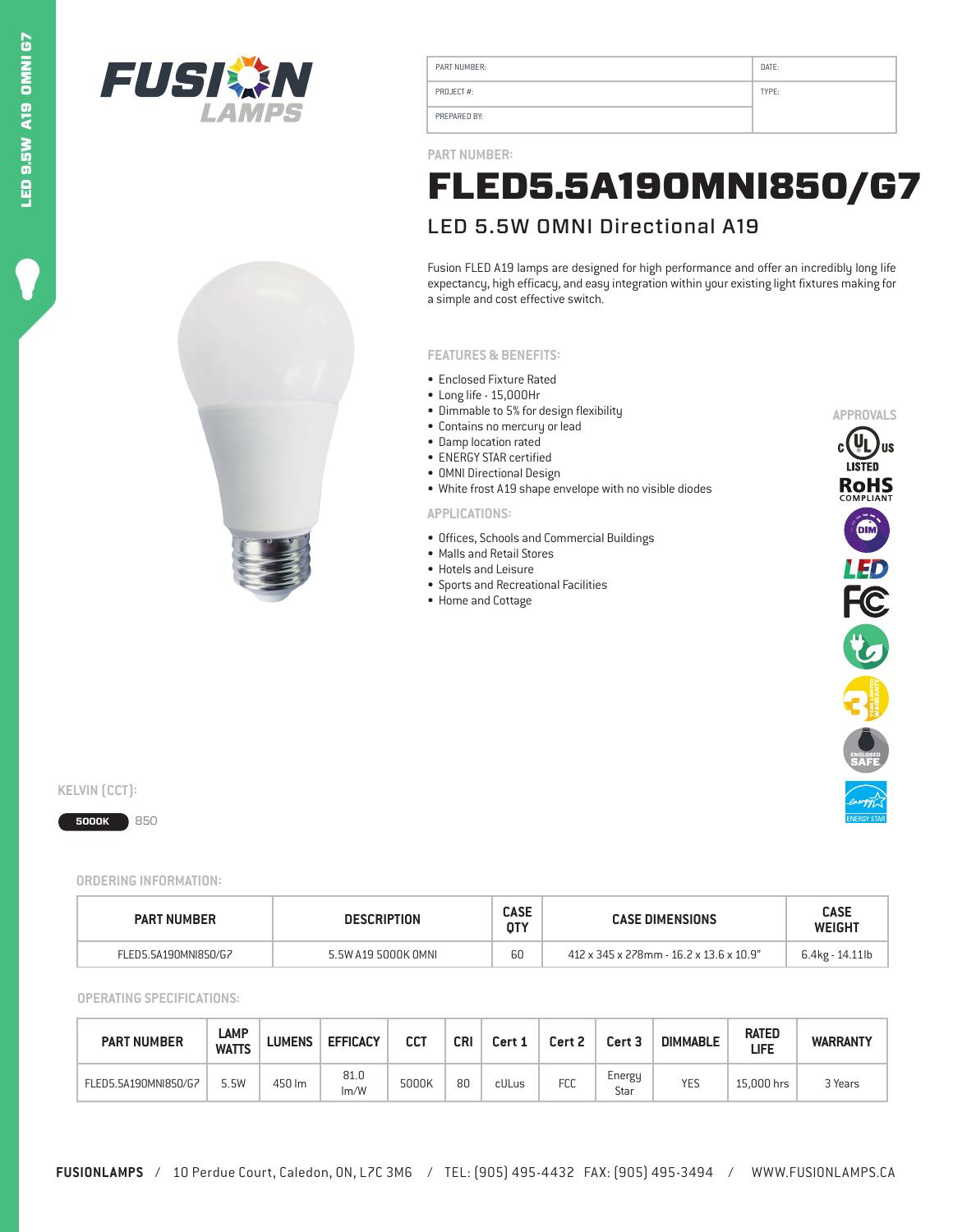FUSION LAMPS

| PART NUMBER: | DATE: |
|---|---|
| PROJECT #: | TYPE: |
| PREPARED BY: | |

PART NUMBER:

# FLED5.5A19OMNI850/G7

## LED 5.5W OMNI Directional A19

Fusion FLED A19 lamps are designed for high performance and offer an incredibly long life expectancy, high efficacy, and easy integration within your existing light fixtures making for a simple and cost effective switch.

### FEATURES & BENEFITS:

- Enclosed Fixture Rated
- Long life - 15,000Hr
- Dimmable to 5% for design flexibility
- Contains no mercury or lead
- Damp location rated
- ENERGY STAR certified
- OMNI Directional Design
- White frost A19 shape envelope with no visible diodes

### APPLICATIONS:

- Offices, Schools and Commercial Buildings
- Malls and Retail Stores
- Hotels and Leisure
- Sports and Recreational Facilities
- Home and Cottage

### APPROVALS

c UL us LISTED
RoHS COMPLIANT
DIM
LED
FC
3 YEAR LIMITED WARRANTY
ENCLOSED SAFE
ENERGY STAR

### KELVIN (CCT):

5000K 850

### ORDERING INFORMATION:

| PART NUMBER | DESCRIPTION | CASE QTY | CASE DIMENSIONS | CASE WEIGHT |
|---|---|---|---|---|
| FLED5.5A19OMNI850/G7 | 5.5W A19 5000K OMNI | 60 | 412 x 345 x 278mm - 16.2 x 13.6 x 10.9" | 6.4kg - 14.11lb |

### OPERATING SPECIFICATIONS:

| PART NUMBER | LAMP WATTS | LUMENS | EFFICACY | CCT | CRI | Cert 1 | Cert 2 | Cert 3 | DIMMABLE | RATED LIFE | WARRANTY |
|---|---|---|---|---|---|---|---|---|---|---|---|
| FLED5.5A19OMNI850/G7 | 5.5W | 450 lm | 81.0 lm/W | 5000K | 80 | cULus | FCC | Energy Star | YES | 15,000 hrs | 3 Years |

**FUSIONLAMPS** / 10 Perdue Court, Caledon, ON, L7C 3M6 / TEL: (905) 495-4432 FAX: (905) 495-3494 / WWW.FUSIONLAMPS.CA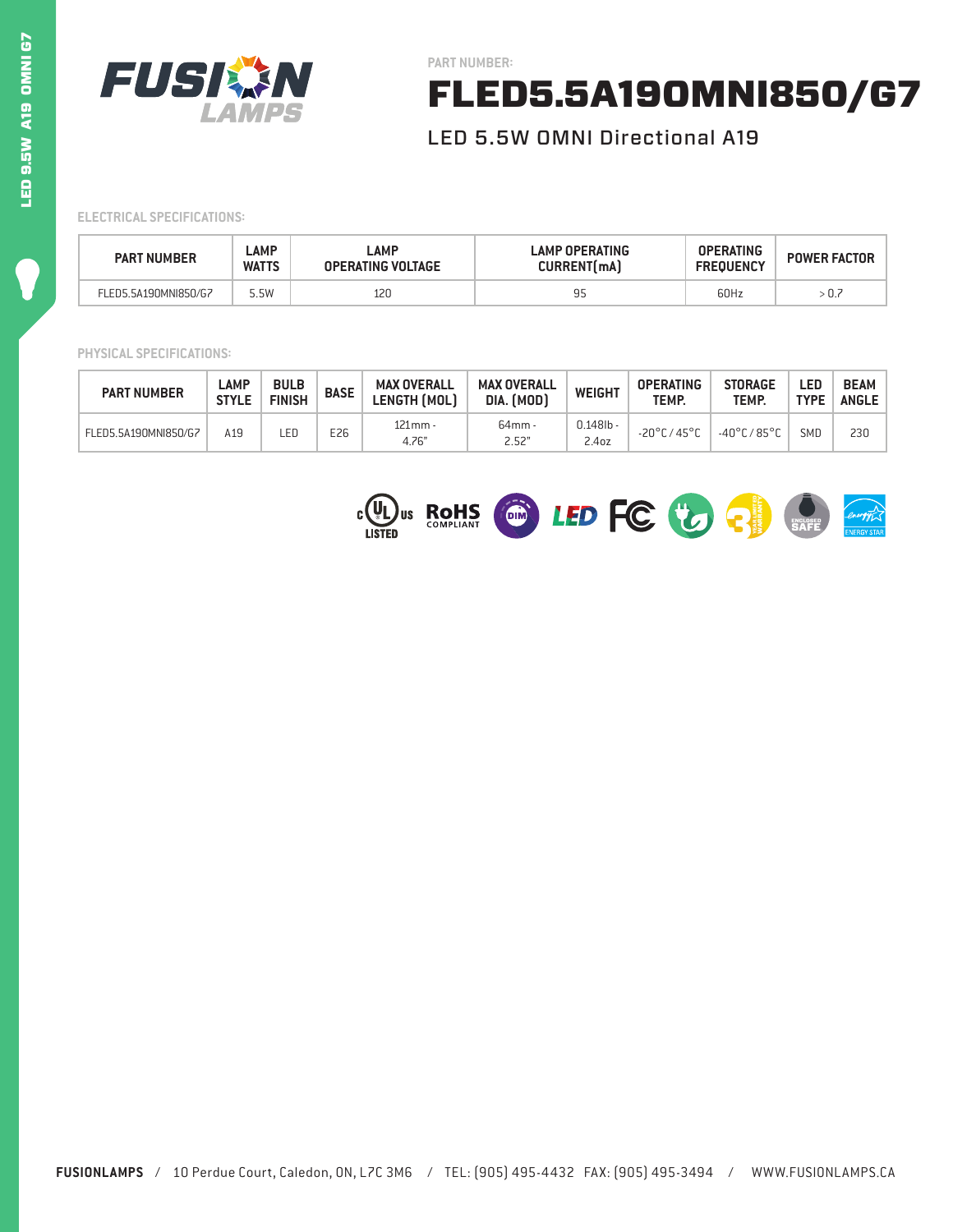FUSION LAMPS

PART NUMBER:

# FLED5.5A19OMNI850/G7

LED 5.5W OMNI Directional A19

## ELECTRICAL SPECIFICATIONS:

| PART NUMBER | LAMP WATTS | LAMP OPERATING VOLTAGE | LAMP OPERATING CURRENT(mA) | OPERATING FREQUENCY | POWER FACTOR |
|---|---|---|---|---|---|
| FLED5.5A19OMNI850/G7 | 5.5W | 120 | 95 | 60Hz | > 0.7 |

## PHYSICAL SPECIFICATIONS:

| PART NUMBER | LAMP STYLE | BULB FINISH | BASE | MAX OVERALL LENGTH (MOL) | MAX OVERALL DIA. (MOD) | WEIGHT | OPERATING TEMP. | STORAGE TEMP. | LED TYPE | BEAM ANGLE |
|---|---|---|---|---|---|---|---|---|---|---|
| FLED5.5A19OMNI850/G7 | A19 | LED | E26 | 121mm - 4.76" | 64mm - 2.52" | 0.148lb - 2.4oz | -20°C / 45°C | -40°C / 85°C | SMD | 230 |

c UL us LISTED · RoHS COMPLIANT · DIM · LED · FC · ENCLOSED SAFE · ENERGY STAR

**FUSIONLAMPS** / 10 Perdue Court, Caledon, ON, L7C 3M6 / TEL: (905) 495-4432 FAX: (905) 495-3494 / WWW.FUSIONLAMPS.CA